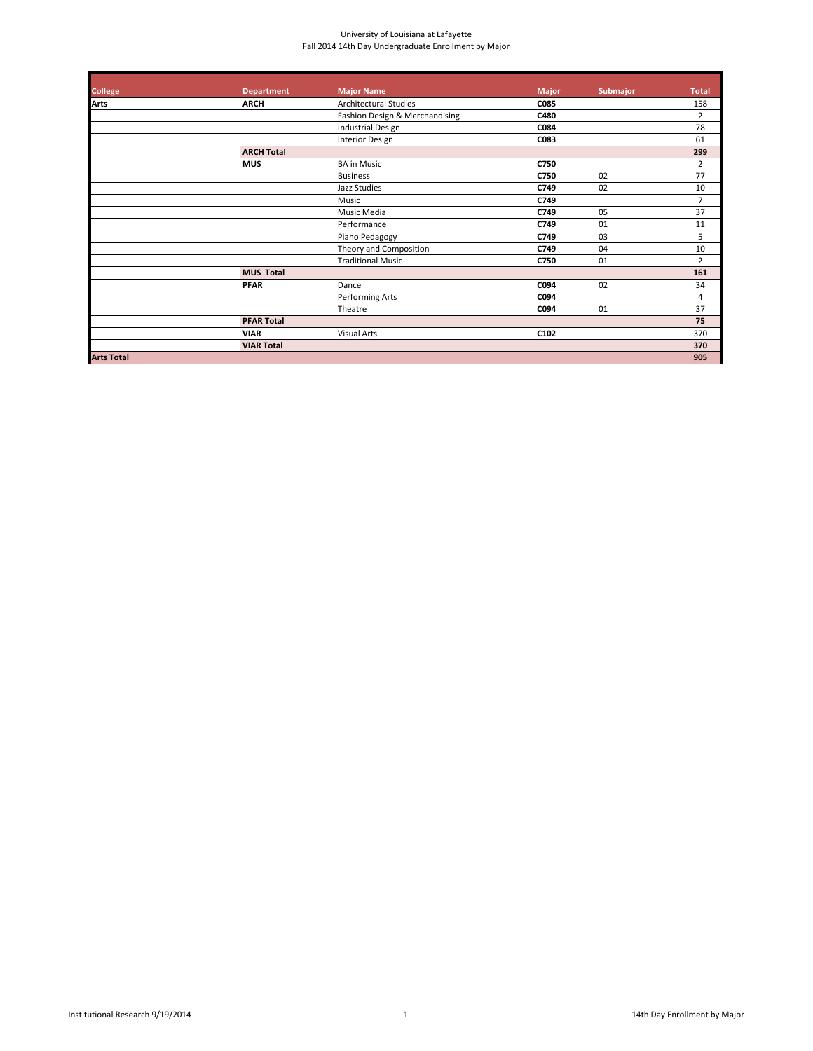University of Louisiana at Lafayette
Fall 2014 14th Day Undergraduate Enrollment by Major

| College | Department | Major Name | Major | Submajor | Total |
|---|---|---|---|---|---|
| **Arts** | **ARCH** | Architectural Studies | **C085** | | 158 |
| | | Fashion Design & Merchandising | **C480** | | 2 |
| | | Industrial Design | **C084** | | 78 |
| | | Interior Design | **C083** | | 61 |
| | **ARCH Total** | | | | **299** |
| | **MUS** | BA in Music | **C750** | | 2 |
| | | Business | **C750** | 02 | 77 |
| | | Jazz Studies | **C749** | 02 | 10 |
| | | Music | **C749** | | 7 |
| | | Music Media | **C749** | 05 | 37 |
| | | Performance | **C749** | 01 | 11 |
| | | Piano Pedagogy | **C749** | 03 | 5 |
| | | Theory and Composition | **C749** | 04 | 10 |
| | | Traditional Music | **C750** | 01 | 2 |
| | **MUS Total** | | | | **161** |
| | **PFAR** | Dance | **C094** | 02 | 34 |
| | | Performing Arts | **C094** | | 4 |
| | | Theatre | **C094** | 01 | 37 |
| | **PFAR Total** | | | | **75** |
| | **VIAR** | Visual Arts | **C102** | | 370 |
| | **VIAR Total** | | | | **370** |
| **Arts Total** | | | | | **905** |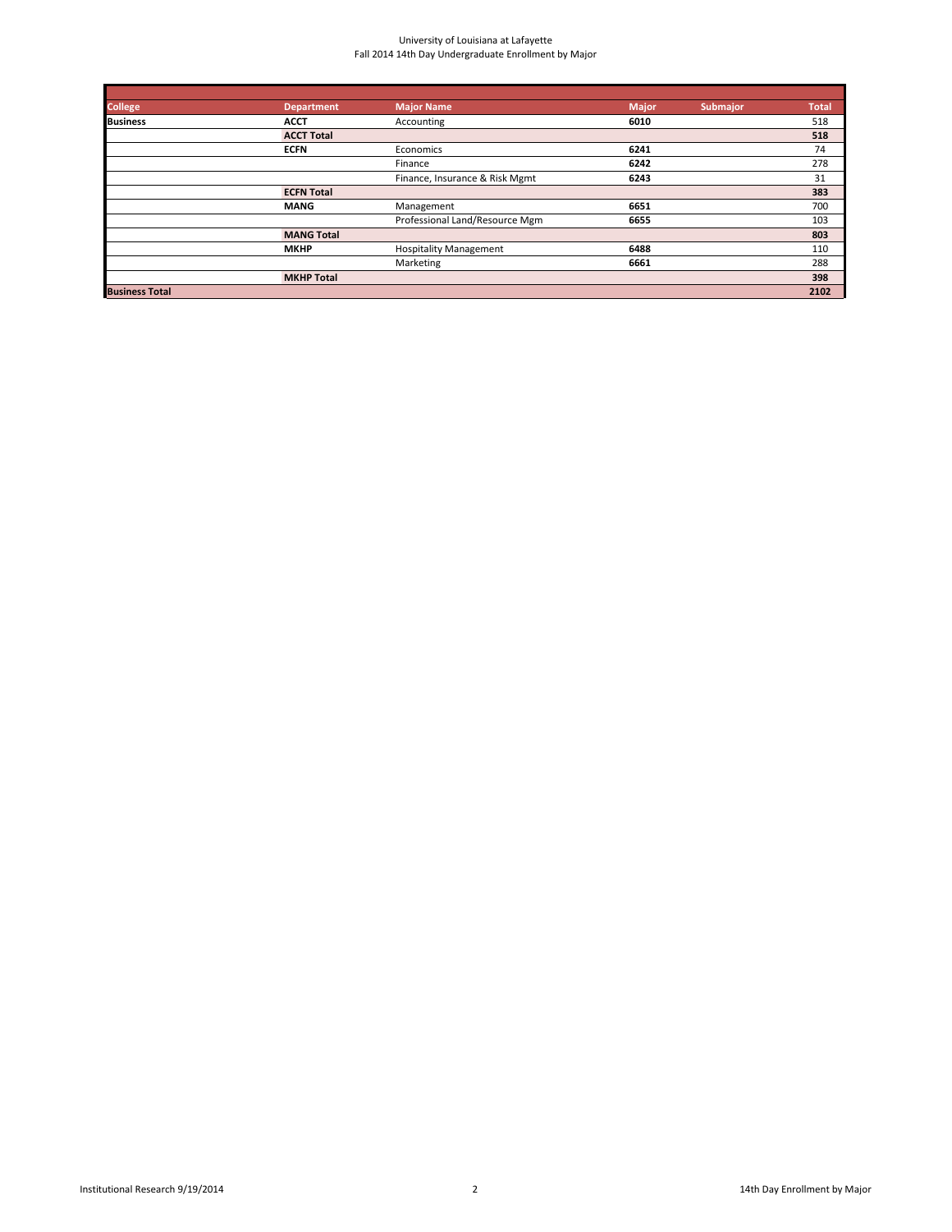University of Louisiana at Lafayette
Fall 2014 14th Day Undergraduate Enrollment by Major

| College | Department | Major Name | Major | Submajor | Total |
|---|---|---|---|---|---|
| **Business** | **ACCT** | Accounting | **6010** | | 518 |
| | **ACCT Total** | | | | **518** |
| | **ECFN** | Economics | **6241** | | 74 |
| | | Finance | **6242** | | 278 |
| | | Finance, Insurance & Risk Mgmt | **6243** | | 31 |
| | **ECFN Total** | | | | **383** |
| | **MANG** | Management | **6651** | | 700 |
| | | Professional Land/Resource Mgm | **6655** | | 103 |
| | **MANG Total** | | | | **803** |
| | **MKHP** | Hospitality Management | **6488** | | 110 |
| | | Marketing | **6661** | | 288 |
| | **MKHP Total** | | | | **398** |
| **Business Total** | | | | | **2102** |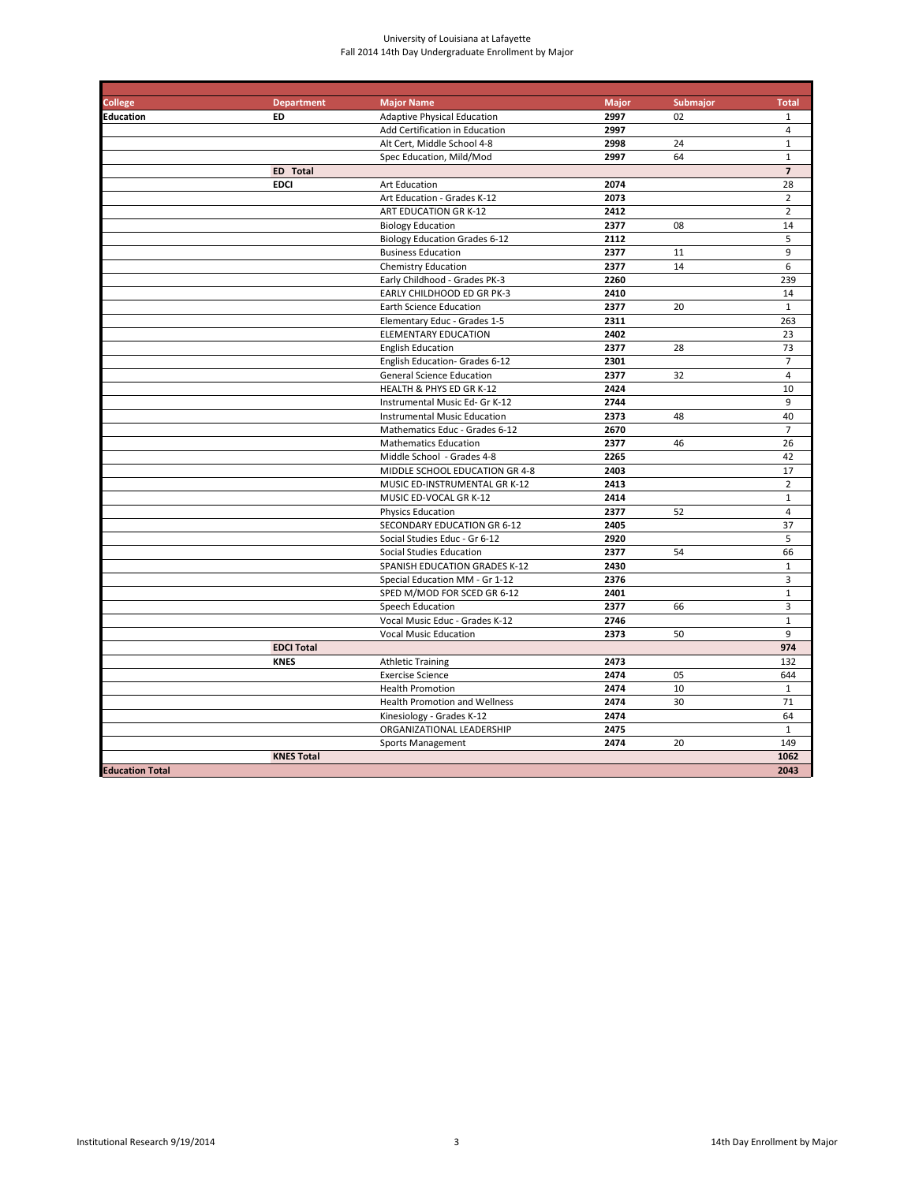University of Louisiana at Lafayette
Fall 2014 14th Day Undergraduate Enrollment by Major

| College | Department | Major Name | Major | Submajor | Total |
|---|---|---|---|---|---|
| **Education** | **ED** | Adaptive Physical Education | **2997** | 02 | 1 |
| | | Add Certification in Education | **2997** | | 4 |
| | | Alt Cert, Middle School 4-8 | **2998** | 24 | 1 |
| | | Spec Education, Mild/Mod | **2997** | 64 | 1 |
| | **ED Total** | | | | **7** |
| | **EDCI** | Art Education | **2074** | | 28 |
| | | Art Education - Grades K-12 | **2073** | | 2 |
| | | ART EDUCATION GR K-12 | **2412** | | 2 |
| | | Biology Education | **2377** | 08 | 14 |
| | | Biology Education Grades 6-12 | **2112** | | 5 |
| | | Business Education | **2377** | 11 | 9 |
| | | Chemistry Education | **2377** | 14 | 6 |
| | | Early Childhood - Grades PK-3 | **2260** | | 239 |
| | | EARLY CHILDHOOD ED GR PK-3 | **2410** | | 14 |
| | | Earth Science Education | **2377** | 20 | 1 |
| | | Elementary Educ - Grades 1-5 | **2311** | | 263 |
| | | ELEMENTARY EDUCATION | **2402** | | 23 |
| | | English Education | **2377** | 28 | 73 |
| | | English Education- Grades 6-12 | **2301** | | 7 |
| | | General Science Education | **2377** | 32 | 4 |
| | | HEALTH & PHYS ED GR K-12 | **2424** | | 10 |
| | | Instrumental Music Ed- Gr K-12 | **2744** | | 9 |
| | | Instrumental Music Education | **2373** | 48 | 40 |
| | | Mathematics Educ - Grades 6-12 | **2670** | | 7 |
| | | Mathematics Education | **2377** | 46 | 26 |
| | | Middle School - Grades 4-8 | **2265** | | 42 |
| | | MIDDLE SCHOOL EDUCATION GR 4-8 | **2403** | | 17 |
| | | MUSIC ED-INSTRUMENTAL GR K-12 | **2413** | | 2 |
| | | MUSIC ED-VOCAL GR K-12 | **2414** | | 1 |
| | | Physics Education | **2377** | 52 | 4 |
| | | SECONDARY EDUCATION GR 6-12 | **2405** | | 37 |
| | | Social Studies Educ - Gr 6-12 | **2920** | | 5 |
| | | Social Studies Education | **2377** | 54 | 66 |
| | | SPANISH EDUCATION GRADES K-12 | **2430** | | 1 |
| | | Special Education MM - Gr 1-12 | **2376** | | 3 |
| | | SPED M/MOD FOR SCED GR 6-12 | **2401** | | 1 |
| | | Speech Education | **2377** | 66 | 3 |
| | | Vocal Music Educ - Grades K-12 | **2746** | | 1 |
| | | Vocal Music Education | **2373** | 50 | 9 |
| | **EDCI Total** | | | | **974** |
| | **KNES** | Athletic Training | **2473** | | 132 |
| | | Exercise Science | **2474** | 05 | 644 |
| | | Health Promotion | **2474** | 10 | 1 |
| | | Health Promotion and Wellness | **2474** | 30 | 71 |
| | | Kinesiology - Grades K-12 | **2474** | | 64 |
| | | ORGANIZATIONAL LEADERSHIP | **2475** | | 1 |
| | | Sports Management | **2474** | 20 | 149 |
| | **KNES Total** | | | | **1062** |
| **Education Total** | | | | | **2043** |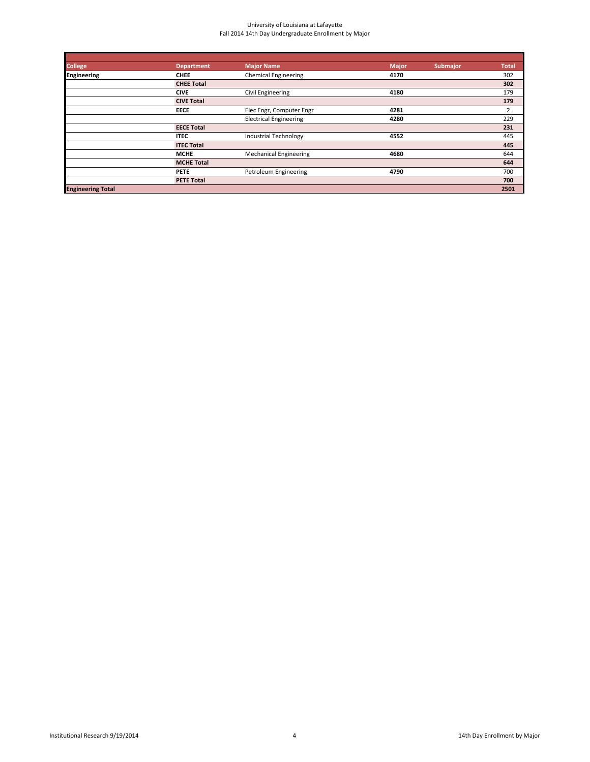University of Louisiana at Lafayette
Fall 2014 14th Day Undergraduate Enrollment by Major

| College | Department | Major Name | Major | Submajor | Total |
|---|---|---|---|---|---|
| **Engineering** | **CHEE** | Chemical Engineering | **4170** | | 302 |
| | **CHEE Total** | | | | **302** |
| | **CIVE** | Civil Engineering | **4180** | | 179 |
| | **CIVE Total** | | | | **179** |
| | **EECE** | Elec Engr, Computer Engr | **4281** | | 2 |
| | | Electrical Engineering | **4280** | | 229 |
| | **EECE Total** | | | | **231** |
| | **ITEC** | Industrial Technology | **4552** | | 445 |
| | **ITEC Total** | | | | **445** |
| | **MCHE** | Mechanical Engineering | **4680** | | 644 |
| | **MCHE Total** | | | | **644** |
| | **PETE** | Petroleum Engineering | **4790** | | 700 |
| | **PETE Total** | | | | **700** |
| **Engineering Total** | | | | | **2501** |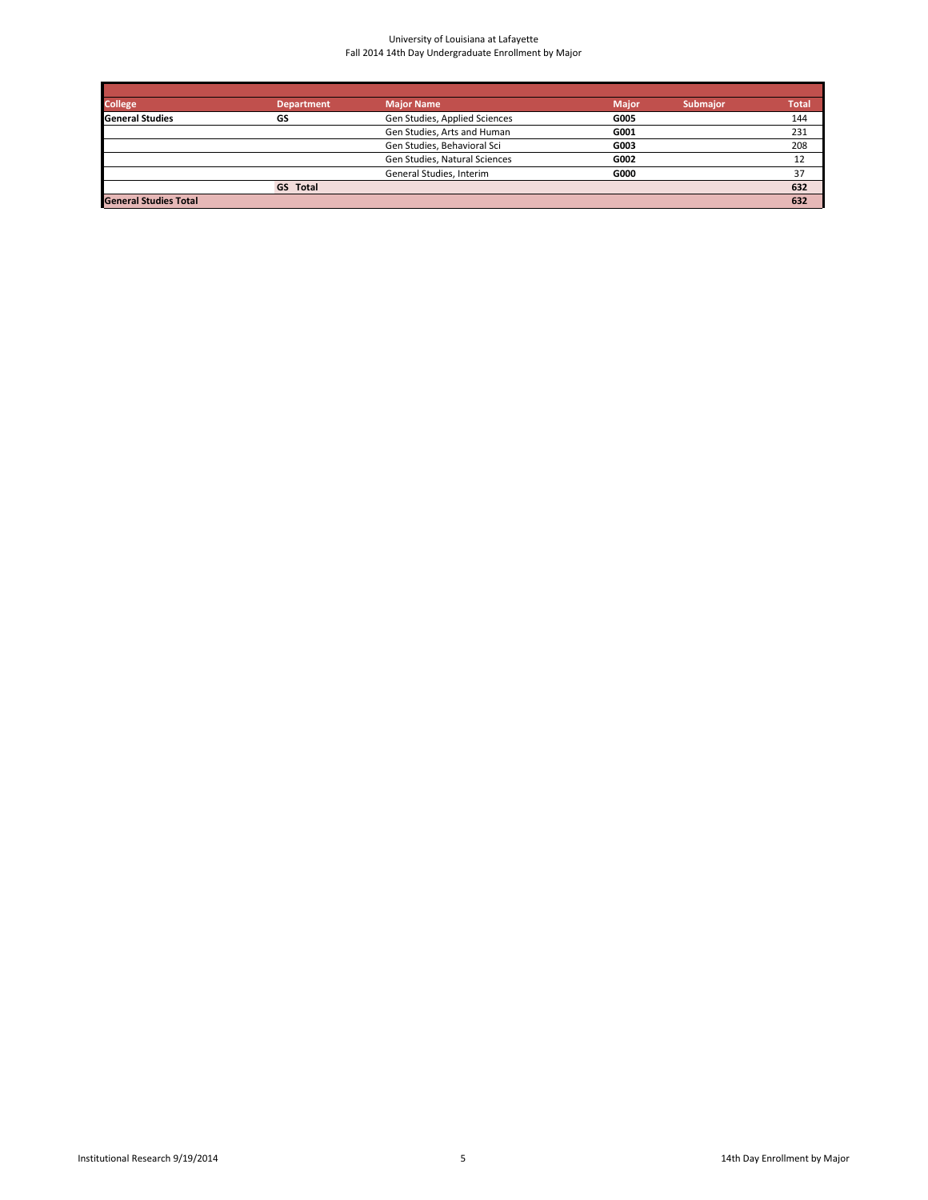University of Louisiana at Lafayette
Fall 2014 14th Day Undergraduate Enrollment by Major

| College | Department | Major Name | Major | Submajor | Total |
|---|---|---|---|---|---|
| **General Studies** | **GS** | Gen Studies, Applied Sciences | **G005** | | 144 |
| | | Gen Studies, Arts and Human | **G001** | | 231 |
| | | Gen Studies, Behavioral Sci | **G003** | | 208 |
| | | Gen Studies, Natural Sciences | **G002** | | 12 |
| | | General Studies, Interim | **G000** | | 37 |
| | **GS Total** | | | | **632** |
| **General Studies Total** | | | | | **632** |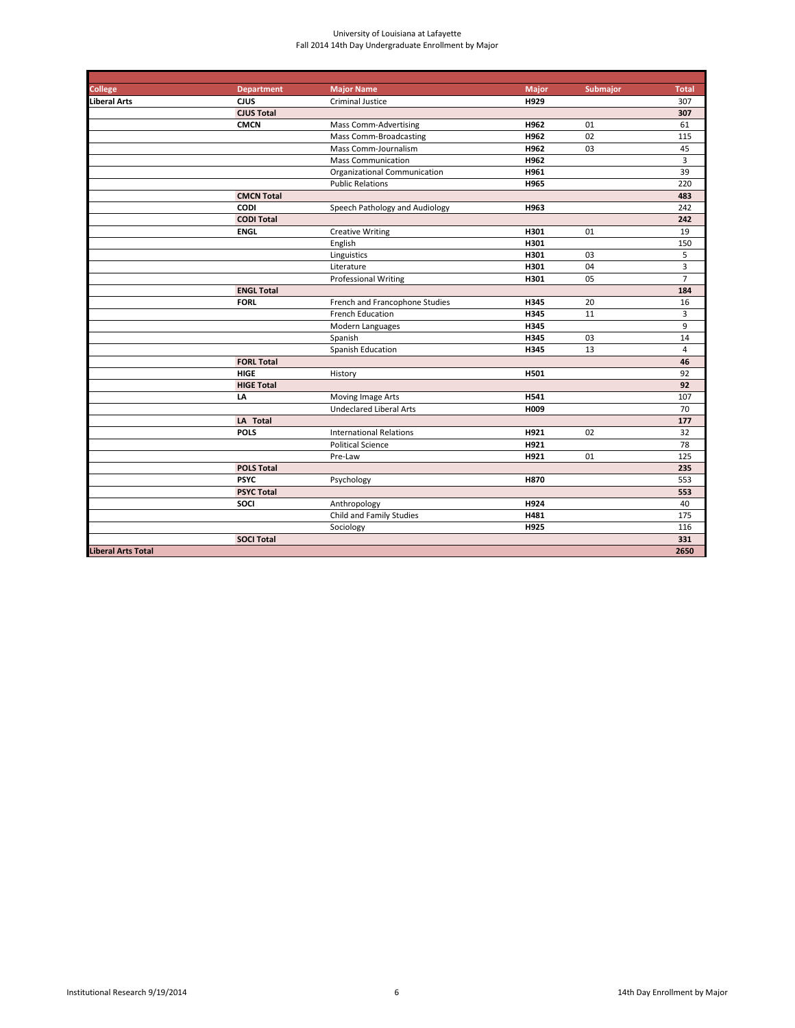University of Louisiana at Lafayette
Fall 2014 14th Day Undergraduate Enrollment by Major

| College | Department | Major Name | Major | Submajor | Total |
|---|---|---|---|---|---|
| **Liberal Arts** | **CJUS** | Criminal Justice | **H929** | | 307 |
| | **CJUS Total** | | | | **307** |
| | **CMCN** | Mass Comm-Advertising | **H962** | 01 | 61 |
| | | Mass Comm-Broadcasting | **H962** | 02 | 115 |
| | | Mass Comm-Journalism | **H962** | 03 | 45 |
| | | Mass Communication | **H962** | | 3 |
| | | Organizational Communication | **H961** | | 39 |
| | | Public Relations | **H965** | | 220 |
| | **CMCN Total** | | | | **483** |
| | **CODI** | Speech Pathology and Audiology | **H963** | | 242 |
| | **CODI Total** | | | | **242** |
| | **ENGL** | Creative Writing | **H301** | 01 | 19 |
| | | English | **H301** | | 150 |
| | | Linguistics | **H301** | 03 | 5 |
| | | Literature | **H301** | 04 | 3 |
| | | Professional Writing | **H301** | 05 | 7 |
| | **ENGL Total** | | | | **184** |
| | **FORL** | French and Francophone Studies | **H345** | 20 | 16 |
| | | French Education | **H345** | 11 | 3 |
| | | Modern Languages | **H345** | | 9 |
| | | Spanish | **H345** | 03 | 14 |
| | | Spanish Education | **H345** | 13 | 4 |
| | **FORL Total** | | | | **46** |
| | **HIGE** | History | **H501** | | 92 |
| | **HIGE Total** | | | | **92** |
| | **LA** | Moving Image Arts | **H541** | | 107 |
| | | Undeclared Liberal Arts | **H009** | | 70 |
| | **LA Total** | | | | **177** |
| | **POLS** | International Relations | **H921** | 02 | 32 |
| | | Political Science | **H921** | | 78 |
| | | Pre-Law | **H921** | 01 | 125 |
| | **POLS Total** | | | | **235** |
| | **PSYC** | Psychology | **H870** | | 553 |
| | **PSYC Total** | | | | **553** |
| | **SOCI** | Anthropology | **H924** | | 40 |
| | | Child and Family Studies | **H481** | | 175 |
| | | Sociology | **H925** | | 116 |
| | **SOCI Total** | | | | **331** |
| **Liberal Arts Total** | | | | | **2650** |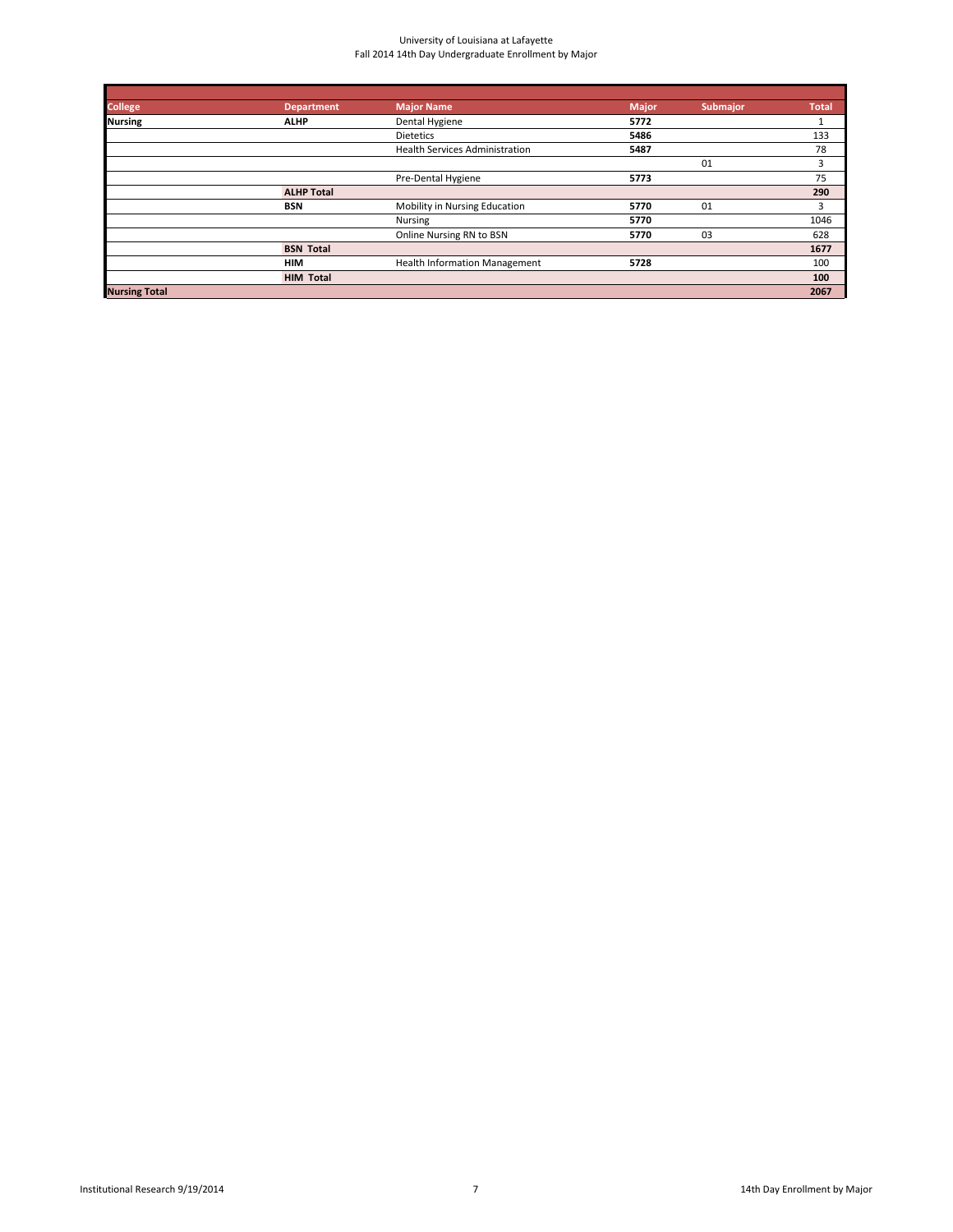University of Louisiana at Lafayette
Fall 2014 14th Day Undergraduate Enrollment by Major

| College | Department | Major Name | Major | Submajor | Total |
|---|---|---|---|---|---|
| **Nursing** | **ALHP** | Dental Hygiene | **5772** | | 1 |
| | | Dietetics | **5486** | | 133 |
| | | Health Services Administration | **5487** | | 78 |
| | | | | 01 | 3 |
| | | Pre-Dental Hygiene | **5773** | | 75 |
| | **ALHP Total** | | | | **290** |
| | **BSN** | Mobility in Nursing Education | **5770** | 01 | 3 |
| | | Nursing | **5770** | | 1046 |
| | | Online Nursing RN to BSN | **5770** | 03 | 628 |
| | **BSN Total** | | | | **1677** |
| | **HIM** | Health Information Management | **5728** | | 100 |
| | **HIM Total** | | | | **100** |
| **Nursing Total** | | | | | **2067** |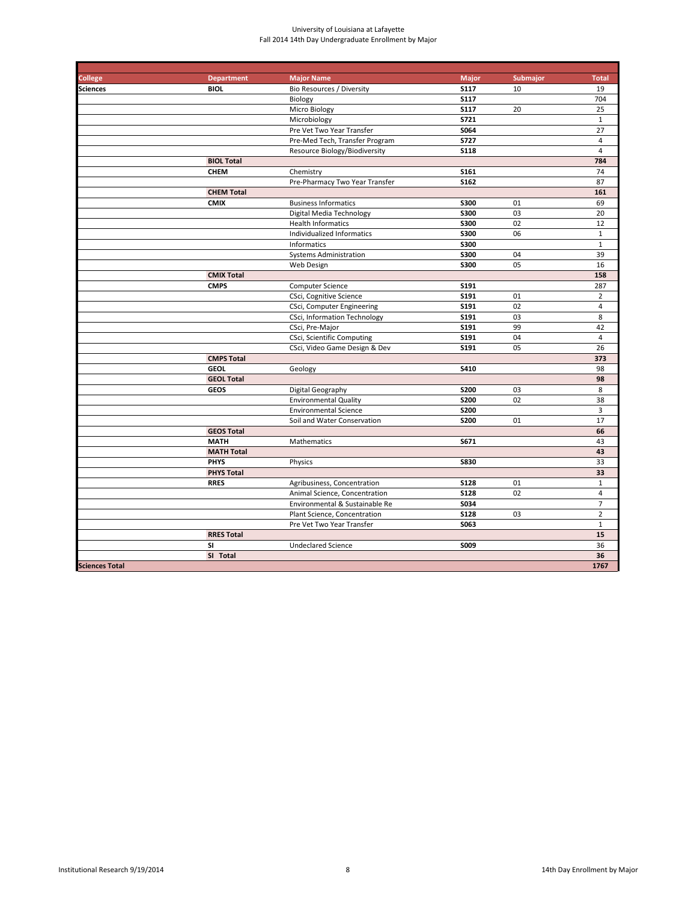University of Louisiana at Lafayette
Fall 2014 14th Day Undergraduate Enrollment by Major

| College | Department | Major Name | Major | Submajor | Total |
|---|---|---|---|---|---|
| **Sciences** | **BIOL** | Bio Resources / Diversity | **S117** | 10 | 19 |
| | | Biology | **S117** | | 704 |
| | | Micro Biology | **S117** | 20 | 25 |
| | | Microbiology | **S721** | | 1 |
| | | Pre Vet Two Year Transfer | **S064** | | 27 |
| | | Pre-Med Tech, Transfer Program | **S727** | | 4 |
| | | Resource Biology/Biodiversity | **S118** | | 4 |
| | **BIOL Total** | | | | **784** |
| | **CHEM** | Chemistry | **S161** | | 74 |
| | | Pre-Pharmacy Two Year Transfer | **S162** | | 87 |
| | **CHEM Total** | | | | **161** |
| | **CMIX** | Business Informatics | **S300** | 01 | 69 |
| | | Digital Media Technology | **S300** | 03 | 20 |
| | | Health Informatics | **S300** | 02 | 12 |
| | | Individualized Informatics | **S300** | 06 | 1 |
| | | Informatics | **S300** | | 1 |
| | | Systems Administration | **S300** | 04 | 39 |
| | | Web Design | **S300** | 05 | 16 |
| | **CMIX Total** | | | | **158** |
| | **CMPS** | Computer Science | **S191** | | 287 |
| | | CSci, Cognitive Science | **S191** | 01 | 2 |
| | | CSci, Computer Engineering | **S191** | 02 | 4 |
| | | CSci, Information Technology | **S191** | 03 | 8 |
| | | CSci, Pre-Major | **S191** | 99 | 42 |
| | | CSci, Scientific Computing | **S191** | 04 | 4 |
| | | CSci, Video Game Design & Dev | **S191** | 05 | 26 |
| | **CMPS Total** | | | | **373** |
| | **GEOL** | Geology | **S410** | | 98 |
| | **GEOL Total** | | | | **98** |
| | **GEOS** | Digital Geography | **S200** | 03 | 8 |
| | | Environmental Quality | **S200** | 02 | 38 |
| | | Environmental Science | **S200** | | 3 |
| | | Soil and Water Conservation | **S200** | 01 | 17 |
| | **GEOS Total** | | | | **66** |
| | **MATH** | Mathematics | **S671** | | 43 |
| | **MATH Total** | | | | **43** |
| | **PHYS** | Physics | **S830** | | 33 |
| | **PHYS Total** | | | | **33** |
| | **RRES** | Agribusiness, Concentration | **S128** | 01 | 1 |
| | | Animal Science, Concentration | **S128** | 02 | 4 |
| | | Environmental & Sustainable Re | **S034** | | 7 |
| | | Plant Science, Concentration | **S128** | 03 | 2 |
| | | Pre Vet Two Year Transfer | **S063** | | 1 |
| | **RRES Total** | | | | **15** |
| | **SI** | Undeclared Science | **S009** | | 36 |
| | **SI Total** | | | | **36** |
| **Sciences Total** | | | | | **1767** |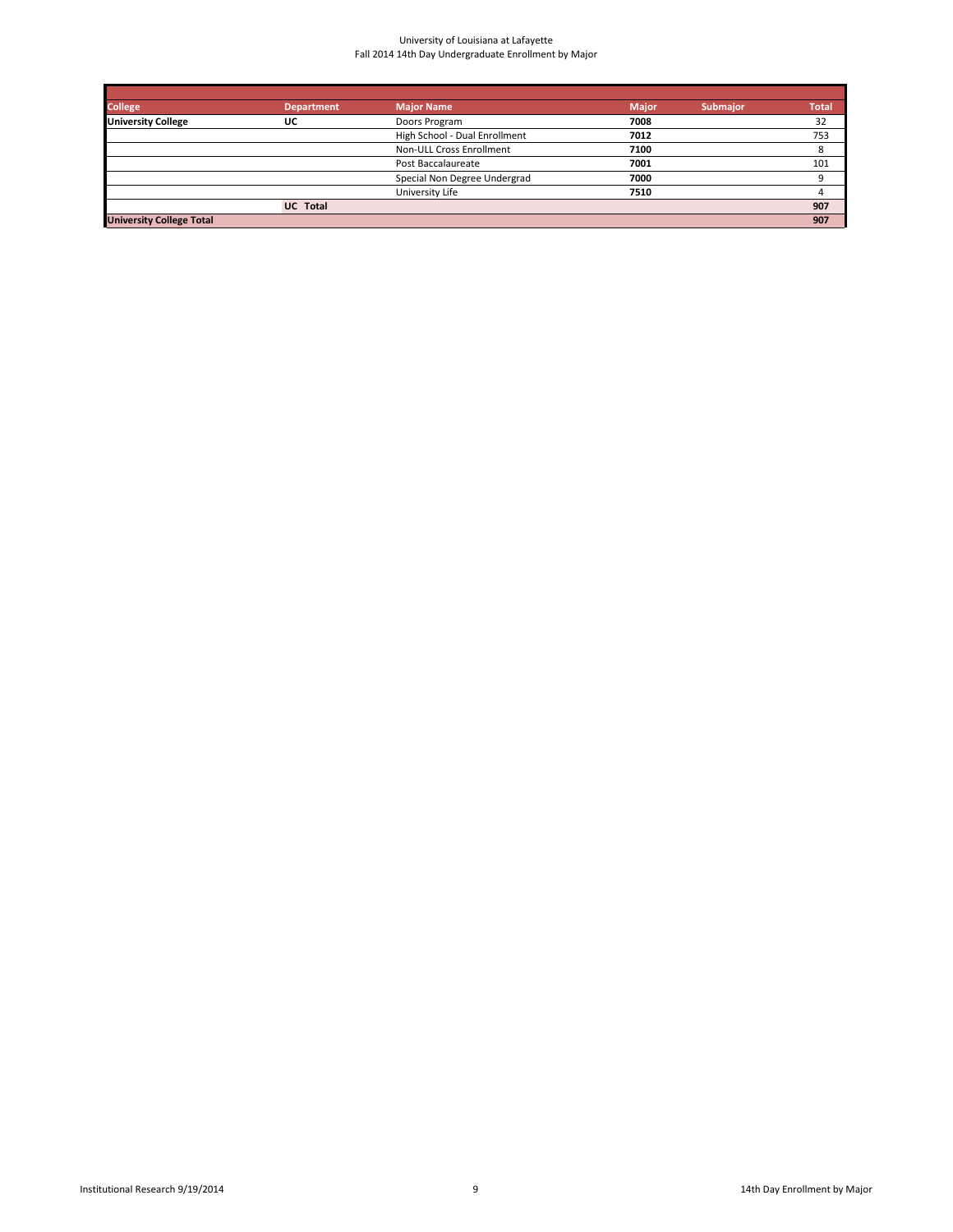University of Louisiana at Lafayette
Fall 2014 14th Day Undergraduate Enrollment by Major

| College | Department | Major Name | Major | Submajor | Total |
|---|---|---|---|---|---|
| **University College** | **UC** | Doors Program | **7008** | | 32 |
| | | High School - Dual Enrollment | **7012** | | 753 |
| | | Non-ULL Cross Enrollment | **7100** | | 8 |
| | | Post Baccalaureate | **7001** | | 101 |
| | | Special Non Degree Undergrad | **7000** | | 9 |
| | | University Life | **7510** | | 4 |
| | **UC Total** | | | | **907** |
| **University College Total** | | | | | **907** |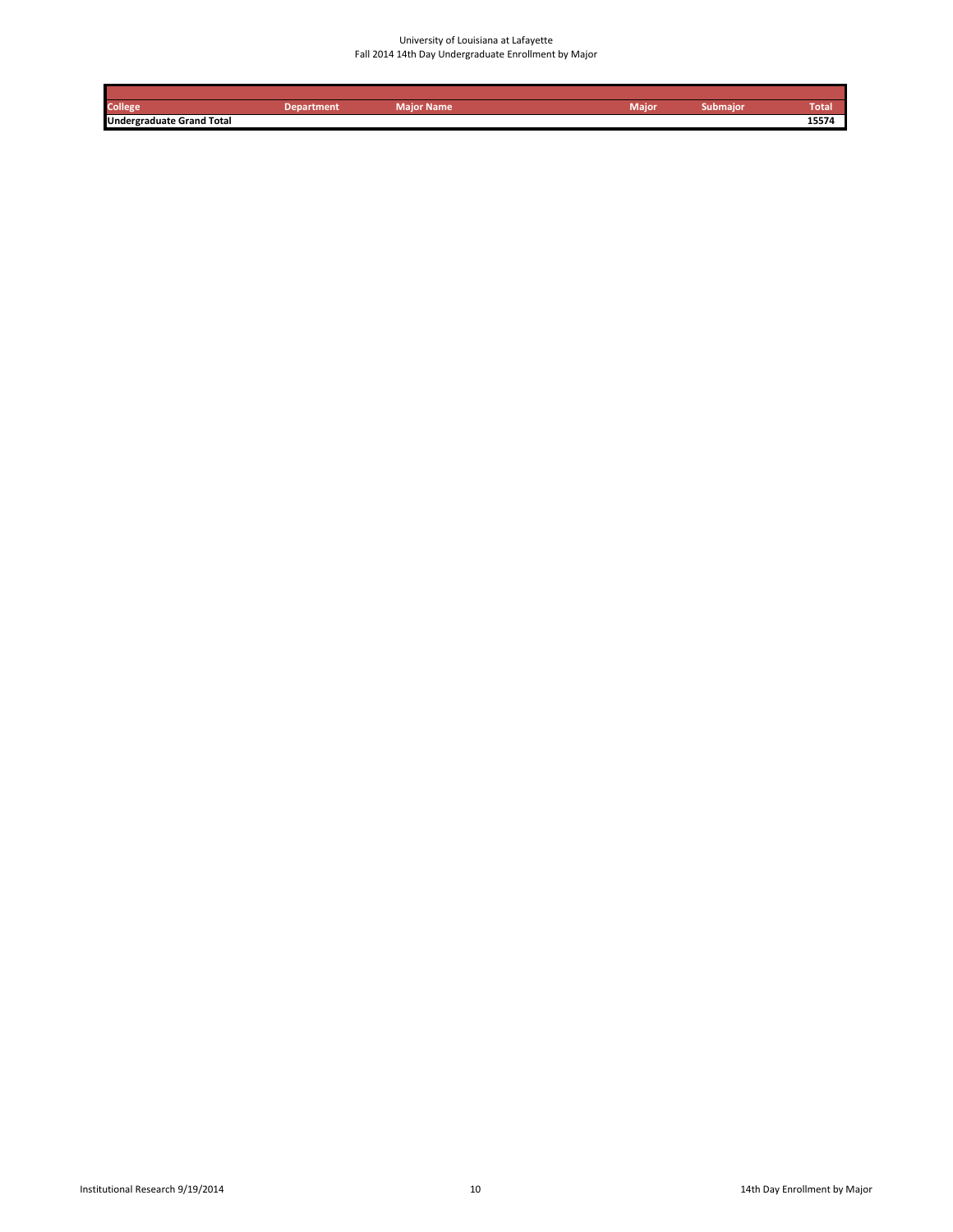University of Louisiana at Lafayette
Fall 2014 14th Day Undergraduate Enrollment by Major

| College | Department | Major Name | Major | Submajor | Total |
|---|---|---|---|---|---|
| **Undergraduate Grand Total** | | | | | **15574** |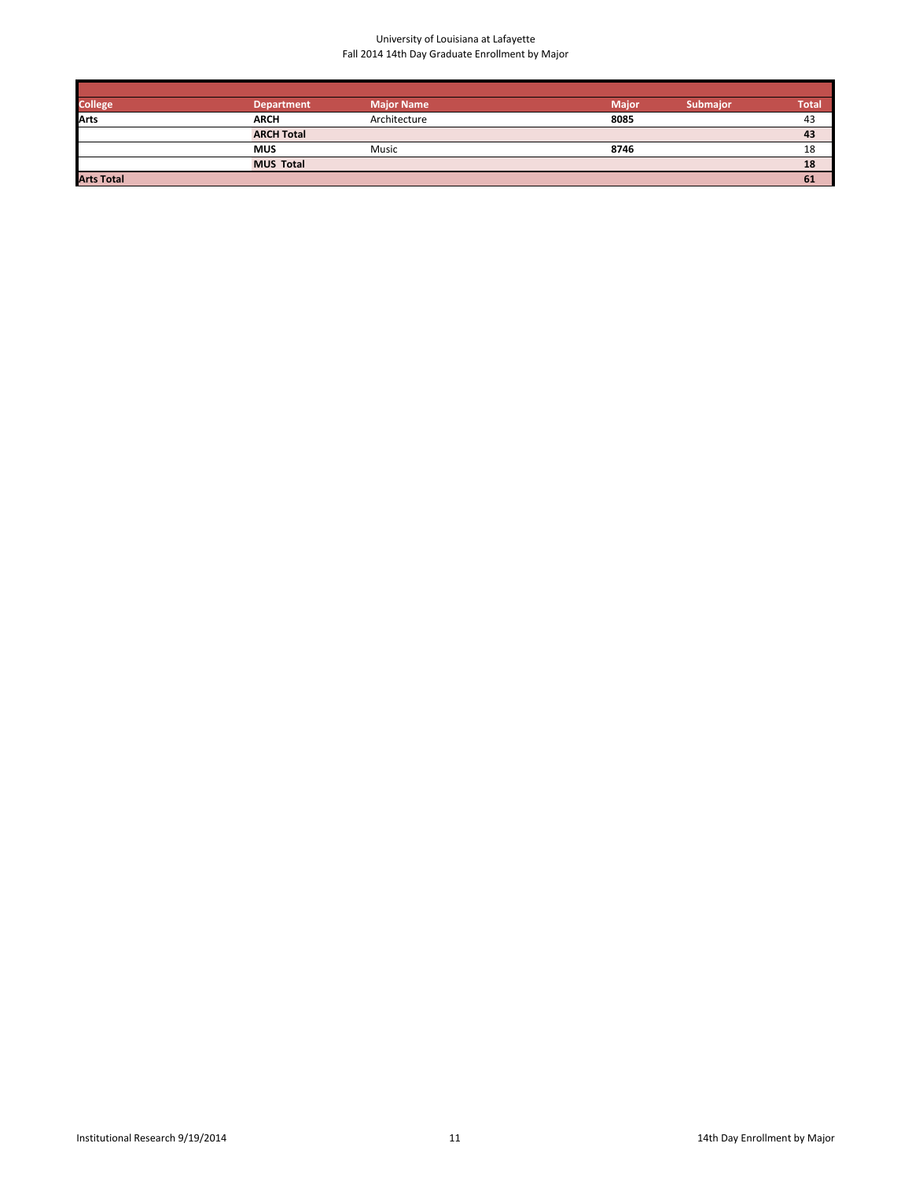University of Louisiana at Lafayette
Fall 2014 14th Day Graduate Enrollment by Major

| College | Department | Major Name | Major | Submajor | Total |
|---|---|---|---|---|---|
| **Arts** | **ARCH** | Architecture | **8085** | | 43 |
| | **ARCH Total** | | | | **43** |
| | **MUS** | Music | **8746** | | 18 |
| | **MUS Total** | | | | **18** |
| **Arts Total** | | | | | **61** |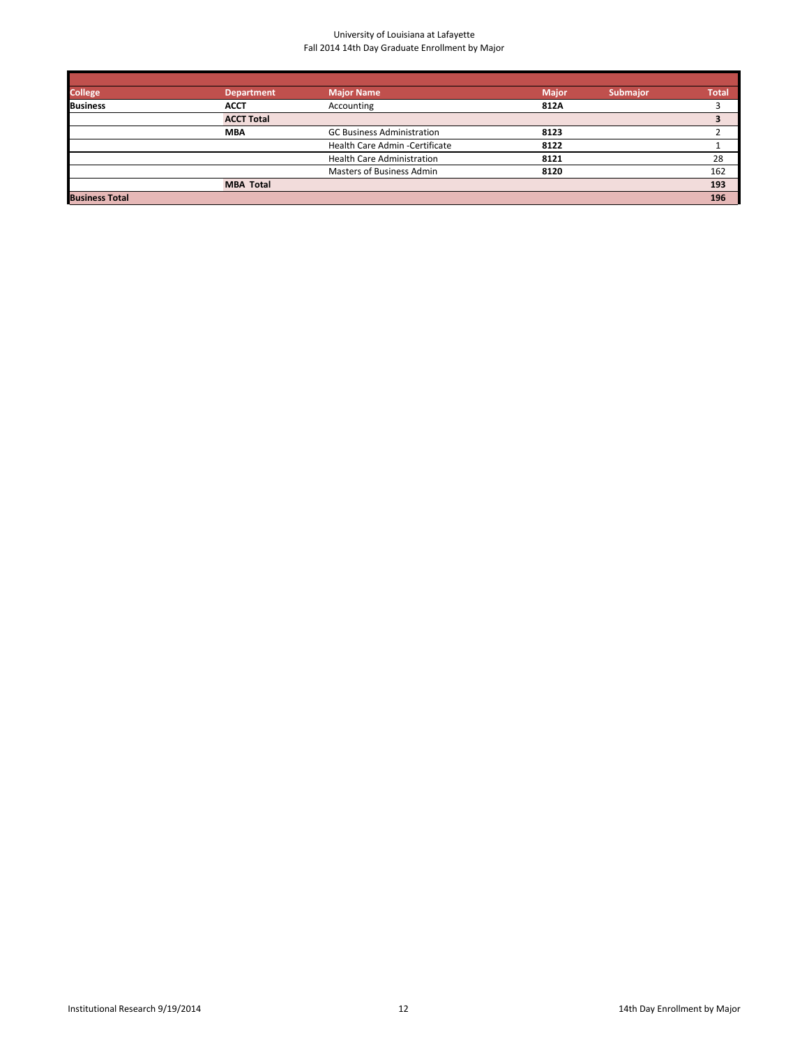University of Louisiana at Lafayette
Fall 2014 14th Day Graduate Enrollment by Major

| College | Department | Major Name | Major | Submajor | Total |
|---|---|---|---|---|---|
| **Business** | **ACCT** | Accounting | **812A** | | 3 |
| | **ACCT Total** | | | | **3** |
| | **MBA** | GC Business Administration | **8123** | | 2 |
| | | Health Care Admin -Certificate | **8122** | | 1 |
| | | Health Care Administration | **8121** | | 28 |
| | | Masters of Business Admin | **8120** | | 162 |
| | **MBA Total** | | | | **193** |
| **Business Total** | | | | | **196** |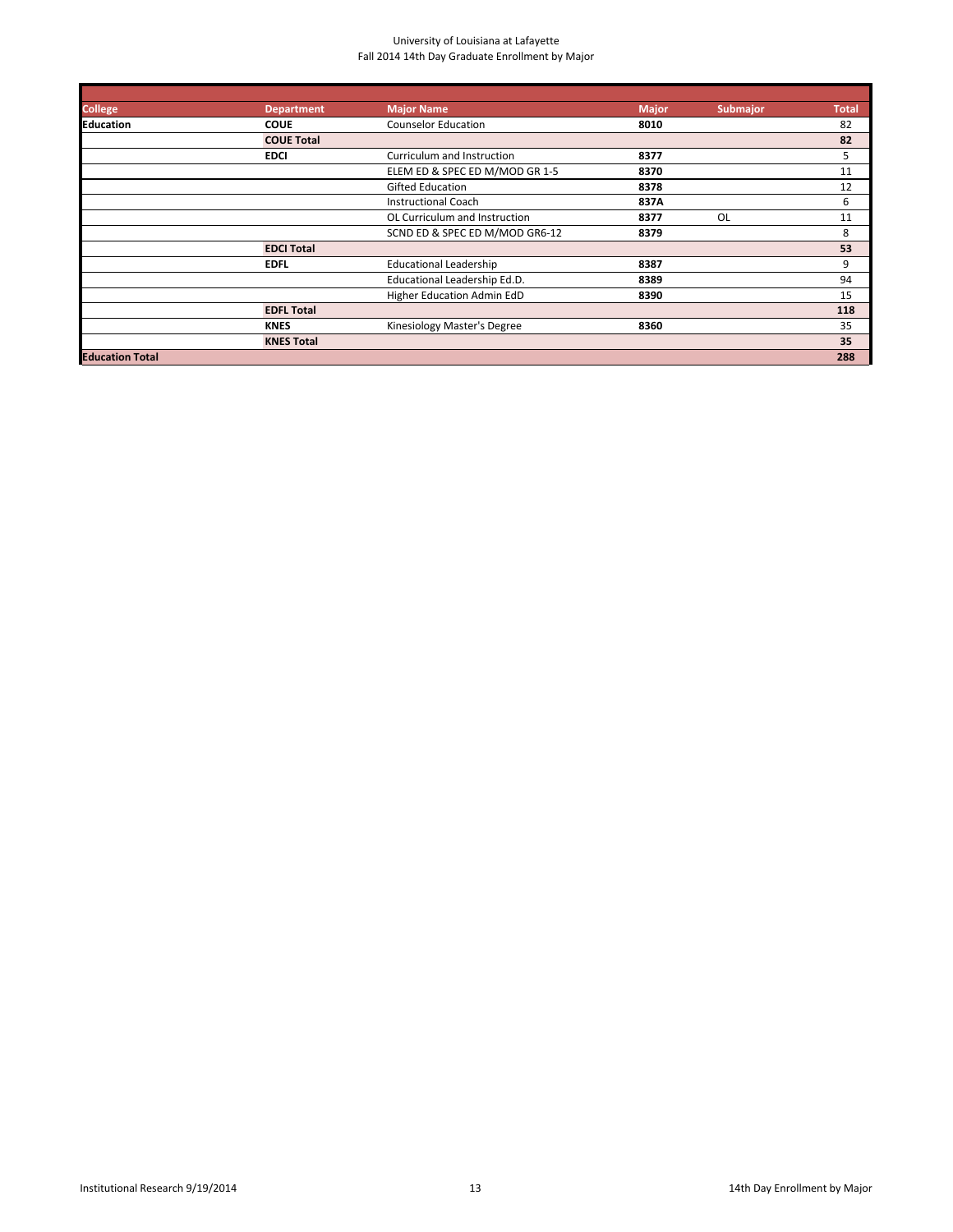University of Louisiana at Lafayette
Fall 2014 14th Day Graduate Enrollment by Major

| College | Department | Major Name | Major | Submajor | Total |
|---|---|---|---|---|---|
| **Education** | **COUE** | Counselor Education | **8010** | | 82 |
| | **COUE Total** | | | | **82** |
| | **EDCI** | Curriculum and Instruction | **8377** | | 5 |
| | | ELEM ED & SPEC ED M/MOD GR 1-5 | **8370** | | 11 |
| | | Gifted Education | **8378** | | 12 |
| | | Instructional Coach | **837A** | | 6 |
| | | OL Curriculum and Instruction | **8377** | OL | 11 |
| | | SCND ED & SPEC ED M/MOD GR6-12 | **8379** | | 8 |
| | **EDCI Total** | | | | **53** |
| | **EDFL** | Educational Leadership | **8387** | | 9 |
| | | Educational Leadership Ed.D. | **8389** | | 94 |
| | | Higher Education Admin EdD | **8390** | | 15 |
| | **EDFL Total** | | | | **118** |
| | **KNES** | Kinesiology Master's Degree | **8360** | | 35 |
| | **KNES Total** | | | | **35** |
| **Education Total** | | | | | **288** |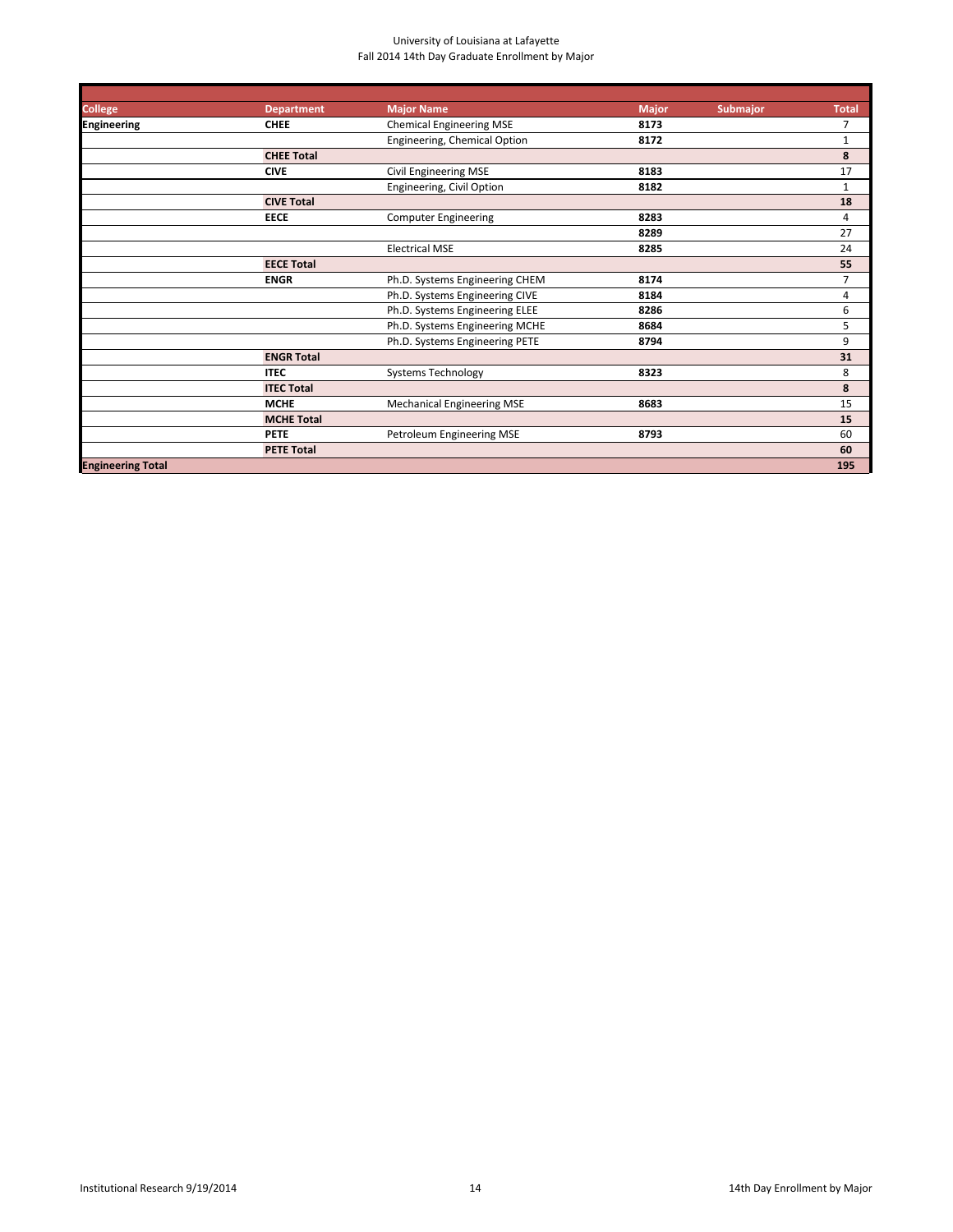University of Louisiana at Lafayette
Fall 2014 14th Day Graduate Enrollment by Major

| College | Department | Major Name | Major | Submajor | Total |
|---|---|---|---|---|---|
| **Engineering** | **CHEE** | Chemical Engineering MSE | **8173** | | 7 |
| | | Engineering, Chemical Option | **8172** | | 1 |
| | **CHEE Total** | | | | **8** |
| | **CIVE** | Civil Engineering MSE | **8183** | | 17 |
| | | Engineering, Civil Option | **8182** | | 1 |
| | **CIVE Total** | | | | **18** |
| | **EECE** | Computer Engineering | **8283** | | 4 |
| | | | **8289** | | 27 |
| | | Electrical MSE | **8285** | | 24 |
| | **EECE Total** | | | | **55** |
| | **ENGR** | Ph.D. Systems Engineering CHEM | **8174** | | 7 |
| | | Ph.D. Systems Engineering CIVE | **8184** | | 4 |
| | | Ph.D. Systems Engineering ELEE | **8286** | | 6 |
| | | Ph.D. Systems Engineering MCHE | **8684** | | 5 |
| | | Ph.D. Systems Engineering PETE | **8794** | | 9 |
| | **ENGR Total** | | | | **31** |
| | **ITEC** | Systems Technology | **8323** | | 8 |
| | **ITEC Total** | | | | **8** |
| | **MCHE** | Mechanical Engineering MSE | **8683** | | 15 |
| | **MCHE Total** | | | | **15** |
| | **PETE** | Petroleum Engineering MSE | **8793** | | 60 |
| | **PETE Total** | | | | **60** |
| **Engineering Total** | | | | | **195** |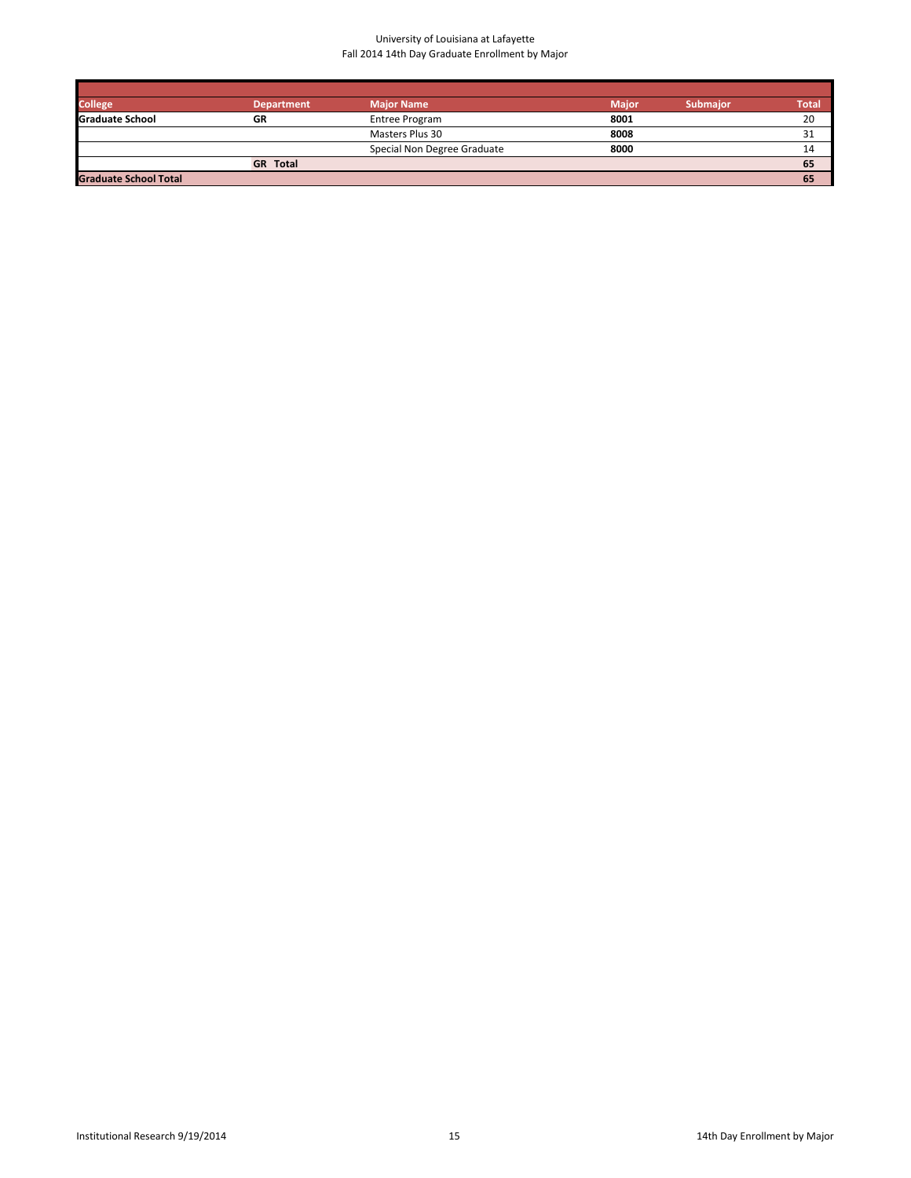University of Louisiana at Lafayette
Fall 2014 14th Day Graduate Enrollment by Major

| College | Department | Major Name | Major | Submajor | Total |
|---|---|---|---|---|---|
| **Graduate School** | **GR** | Entree Program | **8001** | | 20 |
| | | Masters Plus 30 | **8008** | | 31 |
| | | Special Non Degree Graduate | **8000** | | 14 |
| | **GR Total** | | | | **65** |
| **Graduate School Total** | | | | | **65** |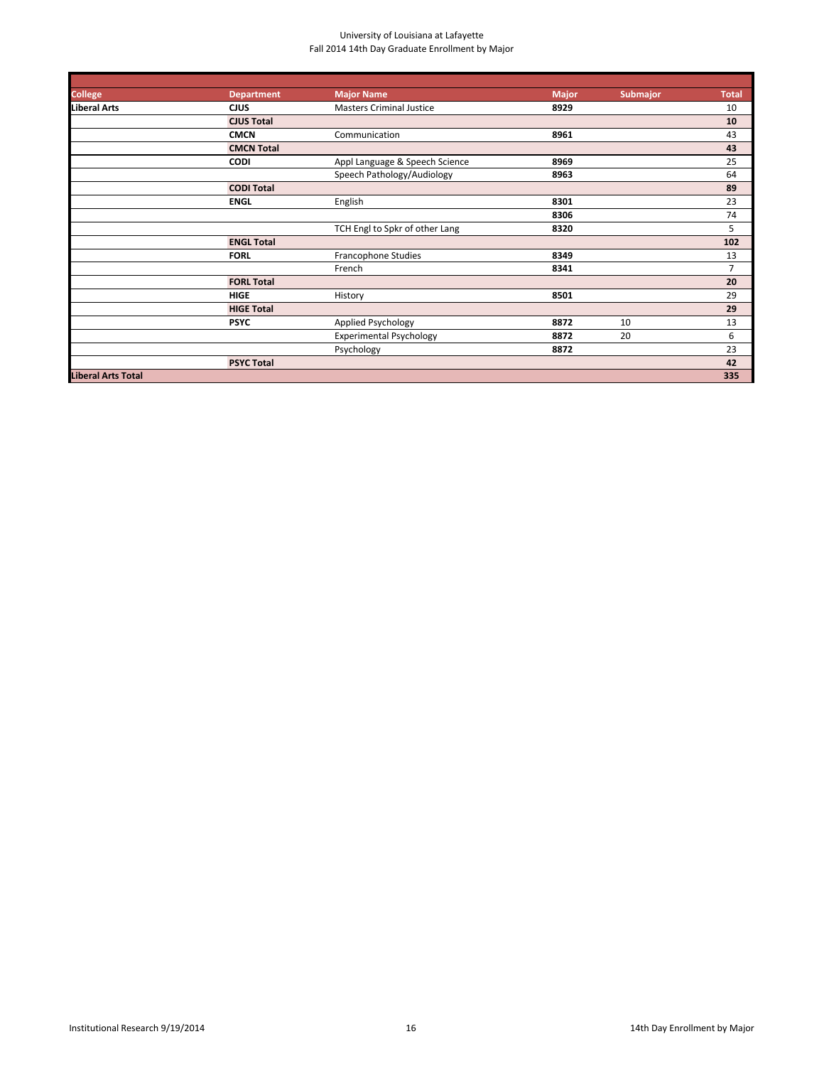University of Louisiana at Lafayette
Fall 2014 14th Day Graduate Enrollment by Major

| College | Department | Major Name | Major | Submajor | Total |
|---|---|---|---|---|---|
| **Liberal Arts** | **CJUS** | Masters Criminal Justice | **8929** | | 10 |
| | **CJUS Total** | | | | **10** |
| | **CMCN** | Communication | **8961** | | 43 |
| | **CMCN Total** | | | | **43** |
| | **CODI** | Appl Language & Speech Science | **8969** | | 25 |
| | | Speech Pathology/Audiology | **8963** | | 64 |
| | **CODI Total** | | | | **89** |
| | **ENGL** | English | **8301** | | 23 |
| | | | **8306** | | 74 |
| | | TCH Engl to Spkr of other Lang | **8320** | | 5 |
| | **ENGL Total** | | | | **102** |
| | **FORL** | Francophone Studies | **8349** | | 13 |
| | | French | **8341** | | 7 |
| | **FORL Total** | | | | **20** |
| | **HIGE** | History | **8501** | | 29 |
| | **HIGE Total** | | | | **29** |
| | **PSYC** | Applied Psychology | **8872** | 10 | 13 |
| | | Experimental Psychology | **8872** | 20 | 6 |
| | | Psychology | **8872** | | 23 |
| | **PSYC Total** | | | | **42** |
| **Liberal Arts Total** | | | | | **335** |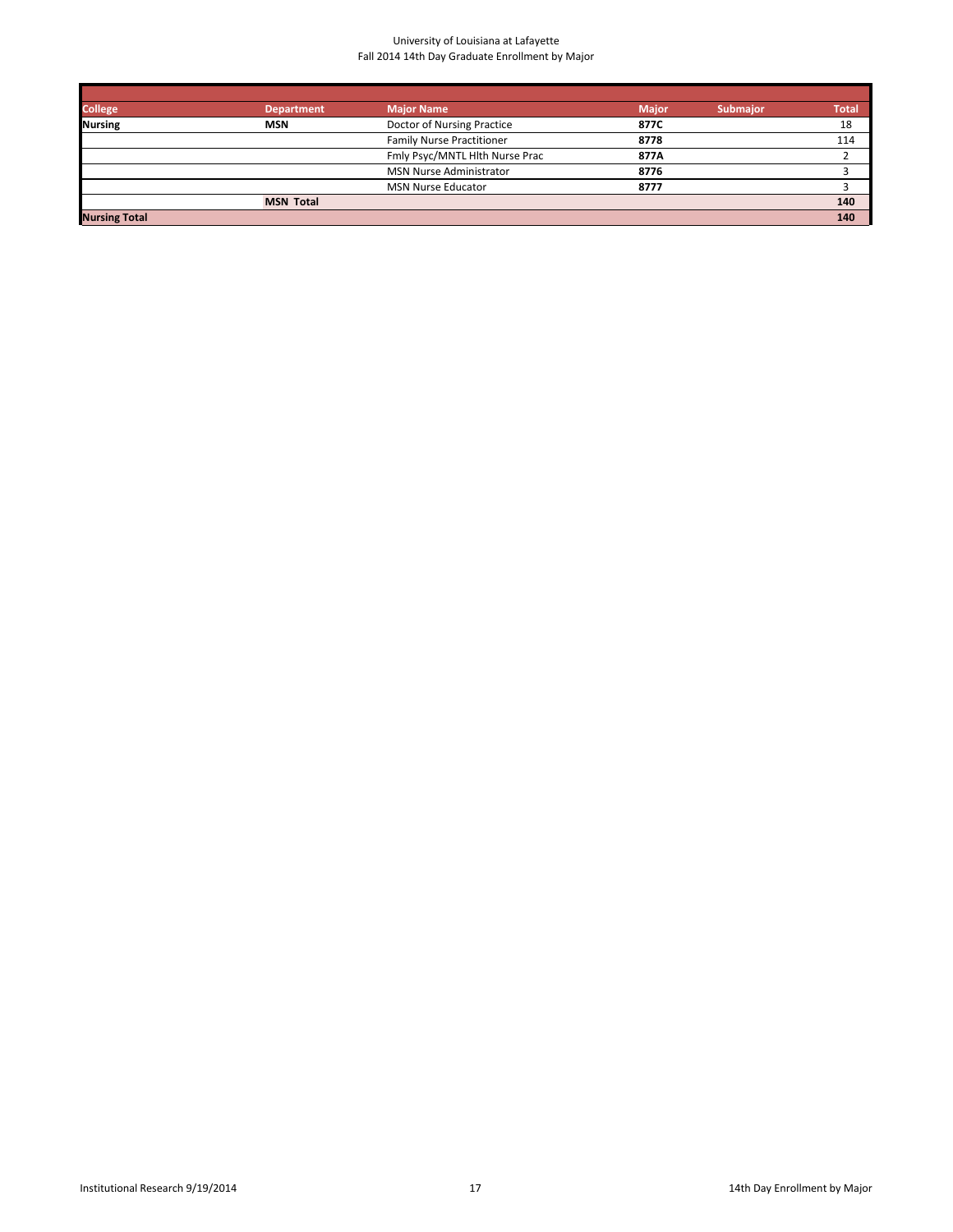University of Louisiana at Lafayette
Fall 2014 14th Day Graduate Enrollment by Major

| College | Department | Major Name | Major | Submajor | Total |
|---|---|---|---|---|---|
| **Nursing** | **MSN** | Doctor of Nursing Practice | **877C** | | 18 |
| | | Family Nurse Practitioner | **8778** | | 114 |
| | | Fmly Psyc/MNTL Hlth Nurse Prac | **877A** | | 2 |
| | | MSN Nurse Administrator | **8776** | | 3 |
| | | MSN Nurse Educator | **8777** | | 3 |
| | **MSN Total** | | | | **140** |
| **Nursing Total** | | | | | **140** |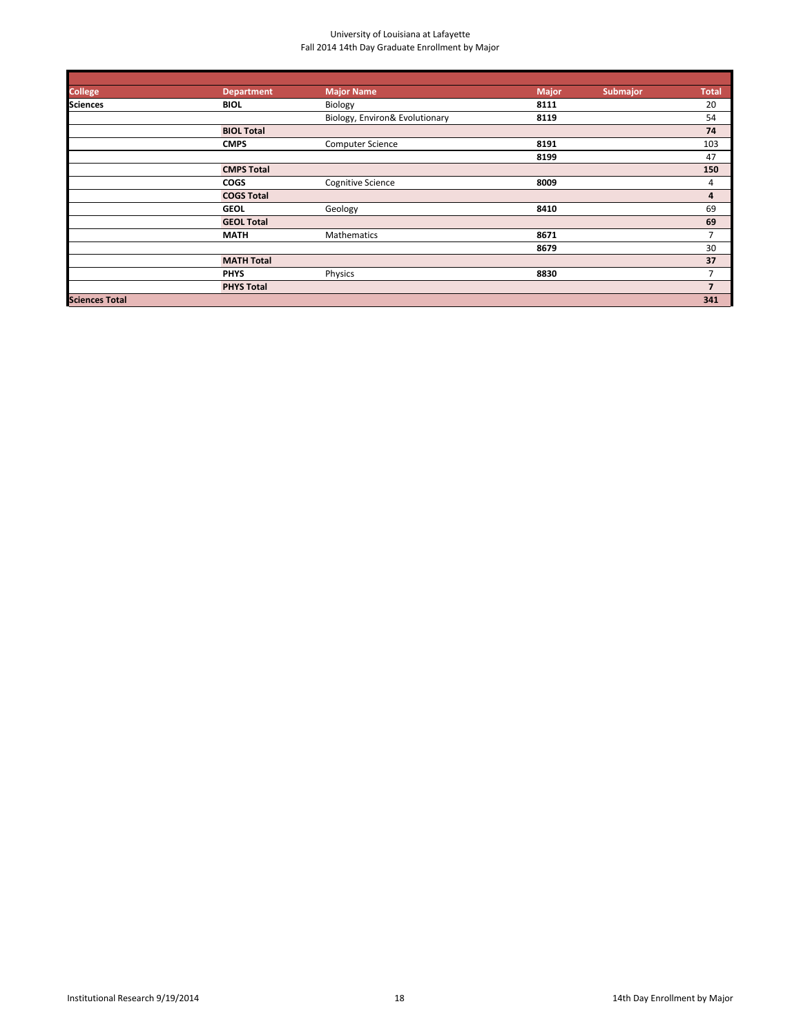University of Louisiana at Lafayette
Fall 2014 14th Day Graduate Enrollment by Major

| College | Department | Major Name | Major | Submajor | Total |
|---|---|---|---|---|---|
| **Sciences** | **BIOL** | Biology | **8111** | | 20 |
| | | Biology, Environ& Evolutionary | **8119** | | 54 |
| | **BIOL Total** | | | | **74** |
| | **CMPS** | Computer Science | **8191** | | 103 |
| | | | **8199** | | 47 |
| | **CMPS Total** | | | | **150** |
| | **COGS** | Cognitive Science | **8009** | | 4 |
| | **COGS Total** | | | | **4** |
| | **GEOL** | Geology | **8410** | | 69 |
| | **GEOL Total** | | | | **69** |
| | **MATH** | Mathematics | **8671** | | 7 |
| | | | **8679** | | 30 |
| | **MATH Total** | | | | **37** |
| | **PHYS** | Physics | **8830** | | 7 |
| | **PHYS Total** | | | | **7** |
| **Sciences Total** | | | | | **341** |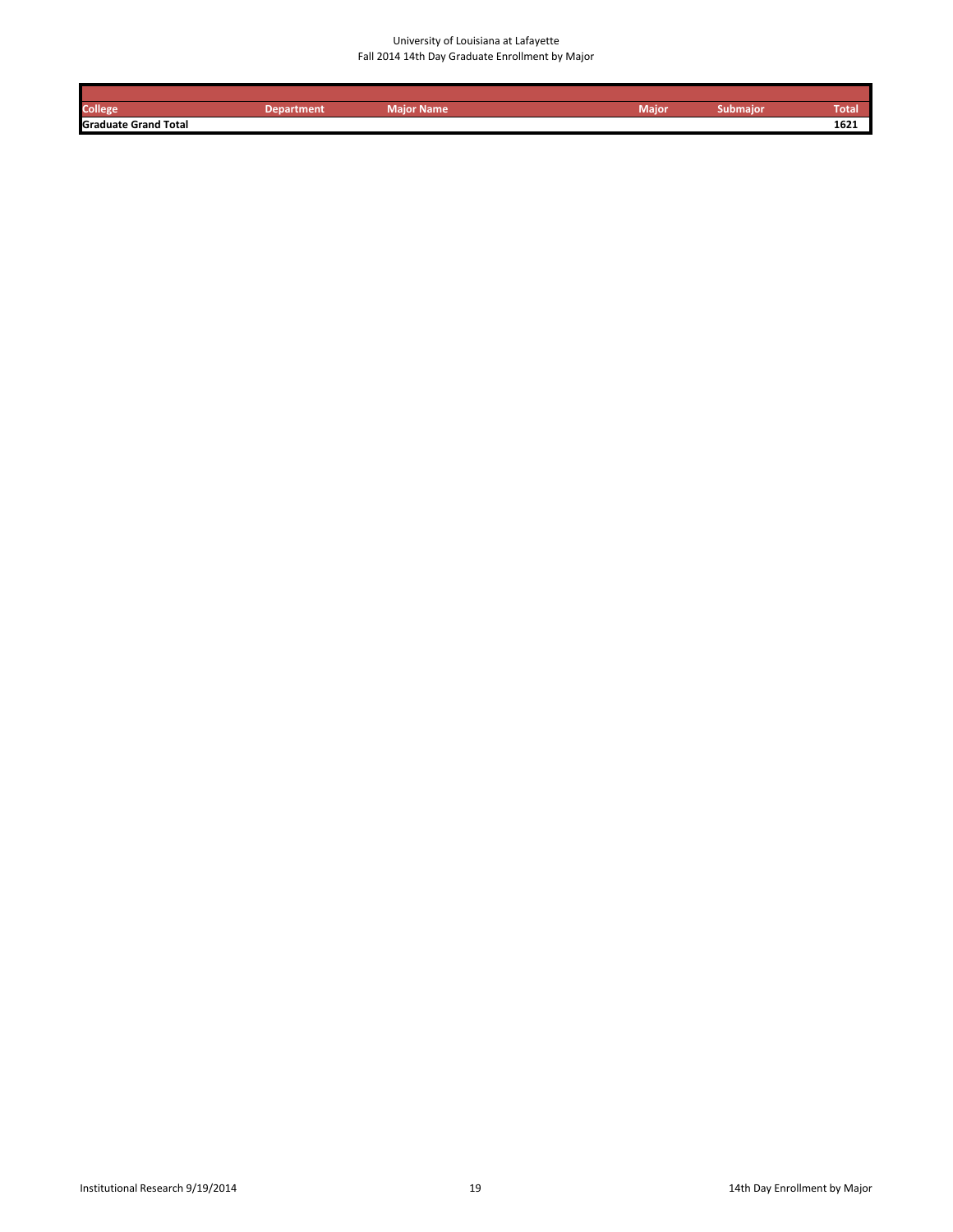University of Louisiana at Lafayette
Fall 2014 14th Day Graduate Enrollment by Major

| College | Department | Major Name | Major | Submajor | Total |
|---|---|---|---|---|---|
| **Graduate Grand Total** | | | | | **1621** |